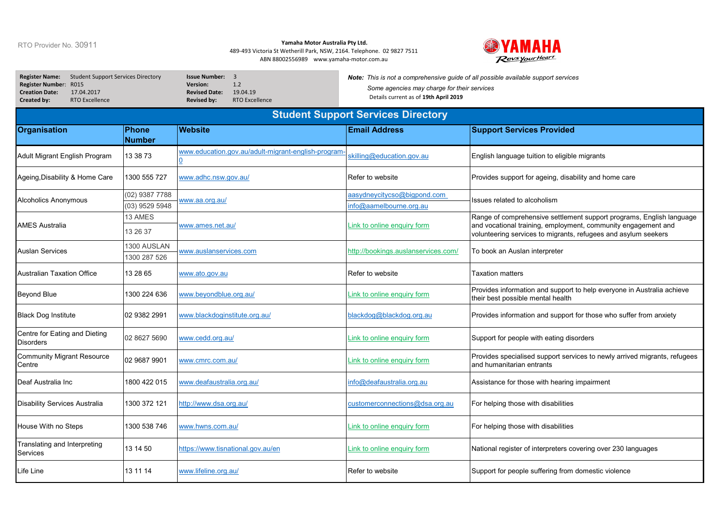RTO Provider No. 30911

**Yamaha Motor Australia Pty Ltd.**
489-493 Victoria St Wetherill Park, NSW, 2164. Telephone. 02 9827 7511
ABN 88002556989 www.yamaha-motor.com.au

| | | | |
|---|---|---|---|
| **Register Name:** | Student Support Services Directory | **Issue Number:** | 3 |
| **Register Number:** | R015 | **Version:** | 1.2 |
| **Creation Date:** | 17.04.2017 | **Revised Date:** | 19.04.19 |
| **Created by:** | RTO Excellence | **Revised by:** | RTO Excellence |

***Note:*** *This is not a comprehensive guide of all possible available support services*
*Some agencies may charge for their services*
Details current as of **19th April 2019**

## Student Support Services Directory

| Organisation | Phone Number | Website | Email Address | Support Services Provided |
|---|---|---|---|---|
| Adult Migrant English Program | 13 38 73 | www.education.gov.au/adult-migrant-english-program-0 | skilling@education.gov.au | English language tuition to eligible migrants |
| Ageing,Disability & Home Care | 1300 555 727 | www.adhc.nsw.gov.au/ | Refer to website | Provides support for ageing, disability and home care |
| Alcoholics Anonymous | (02) 9387 7788<br>(03) 9529 5948 | www.aa.org.au/ | aasydneycitycso@bigpond.com<br>info@aamelbourne.org.au | Issues related to alcoholism |
| AMES Australia | 13 AMES<br>13 26 37 | www.ames.net.au/ | Link to online enquiry form | Range of comprehensive settlement support programs, English language and vocational training, employment, community engagement and volunteering services to migrants, refugees and asylum seekers |
| Auslan Services | 1300 AUSLAN<br>1300 287 526 | www.auslanservices.com | http://bookings.auslanservices.com/ | To book an Auslan interpreter |
| Australian Taxation Office | 13 28 65 | www.ato.gov.au | Refer to website | Taxation matters |
| Beyond Blue | 1300 224 636 | www.beyondblue.org.au/ | Link to online enquiry form | Provides information and support to help everyone in Australia achieve their best possible mental health |
| Black Dog Institute | 02 9382 2991 | www.blackdoginstitute.org.au/ | blackdog@blackdog.org.au | Provides information and support for those who suffer from anxiety |
| Centre for Eating and Dieting Disorders | 02 8627 5690 | www.cedd.org.au/ | Link to online enquiry form | Support for people with eating disorders |
| Community Migrant Resource Centre | 02 9687 9901 | www.cmrc.com.au/ | Link to online enquiry form | Provides specialised support services to newly arrived migrants, refugees and humanitarian entrants |
| Deaf Australia Inc | 1800 422 015 | www.deafaustralia.org.au/ | info@deafaustralia.org.au | Assistance for those with hearing impairment |
| Disability Services Australia | 1300 372 121 | http://www.dsa.org.au/ | customerconnections@dsa.org.au | For helping those with disabilities |
| House With no Steps | 1300 538 746 | www.hwns.com.au/ | Link to online enquiry form | For helping those with disabilities |
| Translating and Interpreting Services | 13 14 50 | https://www.tisnational.gov.au/en | Link to online enquiry form | National register of interpreters covering over 230 languages |
| Life Line | 13 11 14 | www.lifeline.org.au/ | Refer to website | Support for people suffering from domestic violence |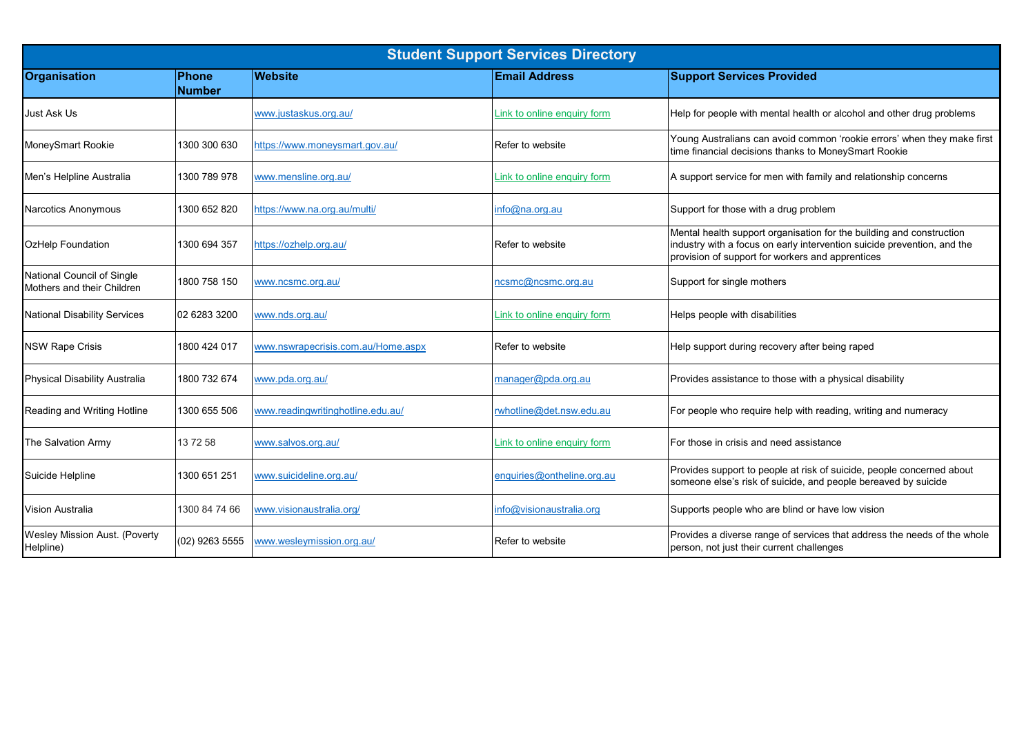| Student Support Services Directory | | | | |
|---|---|---|---|---|
| **Organisation** | **Phone Number** | **Website** | **Email Address** | **Support Services Provided** |
| Just Ask Us | | www.justaskus.org.au/ | Link to online enquiry form | Help for people with mental health or alcohol and other drug problems |
| MoneySmart Rookie | 1300 300 630 | https://www.moneysmart.gov.au/ | Refer to website | Young Australians can avoid common 'rookie errors' when they make first time financial decisions thanks to MoneySmart Rookie |
| Men's Helpline Australia | 1300 789 978 | www.mensline.org.au/ | Link to online enquiry form | A support service for men with family and relationship concerns |
| Narcotics Anonymous | 1300 652 820 | https://www.na.org.au/multi/ | info@na.org.au | Support for those with a drug problem |
| OzHelp Foundation | 1300 694 357 | https://ozhelp.org.au/ | Refer to website | Mental health support organisation for the building and construction industry with a focus on early intervention suicide prevention, and the provision of support for workers and apprentices |
| National Council of Single Mothers and their Children | 1800 758 150 | www.ncsmc.org.au/ | ncsmc@ncsmc.org.au | Support for single mothers |
| National Disability Services | 02 6283 3200 | www.nds.org.au/ | Link to online enquiry form | Helps people with disabilities |
| NSW Rape Crisis | 1800 424 017 | www.nswrapecrisis.com.au/Home.aspx | Refer to website | Help support during recovery after being raped |
| Physical Disability Australia | 1800 732 674 | www.pda.org.au/ | manager@pda.org.au | Provides assistance to those with a physical disability |
| Reading and Writing Hotline | 1300 655 506 | www.readingwritinghotline.edu.au/ | rwhotline@det.nsw.edu.au | For people who require help with reading, writing and numeracy |
| The Salvation Army | 13 72 58 | www.salvos.org.au/ | Link to online enquiry form | For those in crisis and need assistance |
| Suicide Helpline | 1300 651 251 | www.suicideline.org.au/ | enquiries@ontheline.org.au | Provides support to people at risk of suicide, people concerned about someone else's risk of suicide, and people bereaved by suicide |
| Vision Australia | 1300 84 74 66 | www.visionaustralia.org/ | info@visionaustralia.org | Supports people who are blind or have low vision |
| Wesley Mission Aust. (Poverty Helpline) | (02) 9263 5555 | www.wesleymission.org.au/ | Refer to website | Provides a diverse range of services that address the needs of the whole person, not just their current challenges |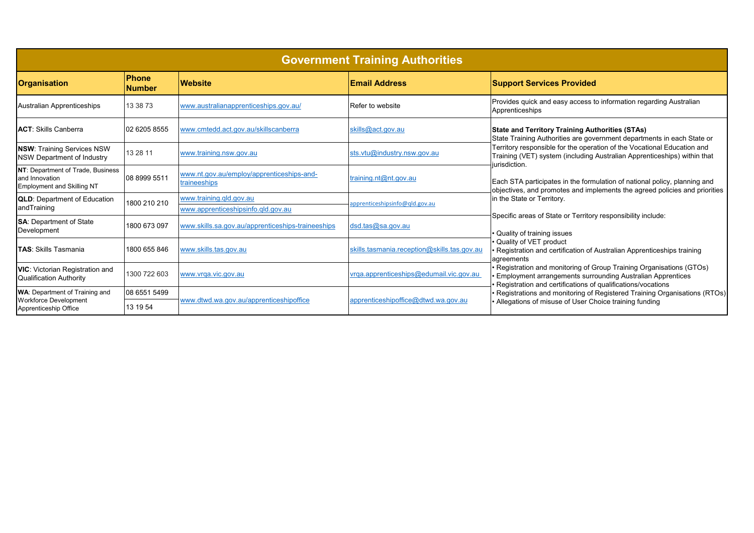## Government Training Authorities

| Organisation | Phone Number | Website | Email Address | Support Services Provided |
|---|---|---|---|---|
| Australian Apprenticeships | 13 38 73 | www.australianapprenticeships.gov.au/ | Refer to website | Provides quick and easy access to information regarding Australian Apprenticeships |
| **ACT**: Skills Canberra | 02 6205 8555 | www.cmtedd.act.gov.au/skillscanberra | skills@act.gov.au | **State and Territory Training Authorities (STAs)** State Training Authorities are government departments in each State or Territory responsible for the operation of the Vocational Education and Training (VET) system (including Australian Apprenticeships) within that jurisdiction.<br><br>Each STA participates in the formulation of national policy, planning and objectives, and promotes and implements the agreed policies and priorities in the State or Territory.<br><br>Specific areas of State or Territory responsibility include:<br><br>• Quality of training issues<br>• Quality of VET product<br>• Registration and certification of Australian Apprenticeships training agreements<br>• Registration and monitoring of Group Training Organisations (GTOs)<br>• Employment arrangements surrounding Australian Apprentices<br>• Registration and certifications of qualifications/vocations<br>• Registrations and monitoring of Registered Training Organisations (RTOs)<br>• Allegations of misuse of User Choice training funding |
| **NSW**: Training Services NSW NSW Department of Industry | 13 28 11 | www.training.nsw.gov.au | sts.vtu@industry.nsw.gov.au | |
| **NT**: Department of Trade, Business and Innovation Employment and Skilling NT | 08 8999 5511 | www.nt.gov.au/employ/apprenticeships-and-traineeships | training.nt@nt.gov.au | |
| **QLD**: Department of Education andTraining | 1800 210 210 | www.training.qld.gov.au<br>www.apprenticeshipsinfo.qld.gov.au | apprenticeshipsinfo@qld.gov.au | |
| **SA**: Department of State Development | 1800 673 097 | www.skills.sa.gov.au/apprenticeships-traineeships | dsd.tas@sa.gov.au | |
| **TAS**: Skills Tasmania | 1800 655 846 | www.skills.tas.gov.au | skills.tasmania.reception@skills.tas.gov.au | |
| **VIC**: Victorian Registration and Qualification Authority | 1300 722 603 | www.vrqa.vic.gov.au | vrqa.apprenticeships@edumail.vic.gov.au | |
| **WA**: Department of Training and Workforce Development Apprenticeship Office | 08 6551 5499<br>13 19 54 | www.dtwd.wa.gov.au/apprenticeshipoffice | apprenticeshipoffice@dtwd.wa.gov.au | |